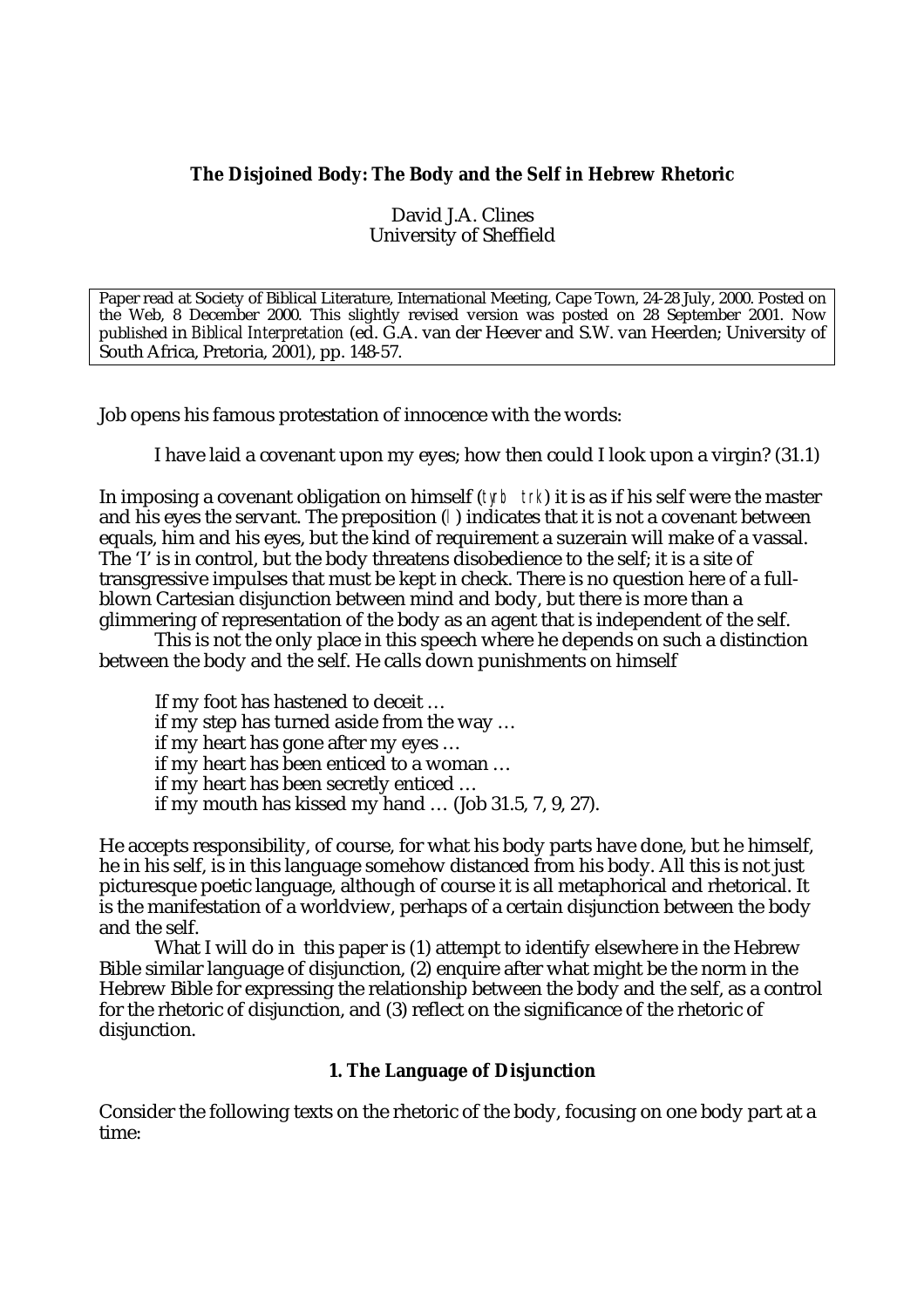**The Disjoined Body: The Body and the Self in Hebrew Rhetoric**

David J.A. Clines
University of Sheffield

Paper read at Society of Biblical Literature, International Meeting, Cape Town, 24-28 July, 2000. Posted on the Web, 8 December 2000. This slightly revised version was posted on 28 September 2001. Now published in *Biblical Interpretation* (ed. G.A. van der Heever and S.W. van Heerden; University of South Africa, Pretoria, 2001), pp. 148-57.

Job opens his famous protestation of innocence with the words:

> I have laid a covenant upon my eyes; how then could I look upon a virgin? (31.1)

In imposing a covenant obligation on himself (tyrb trk) it is as if his self were the master and his eyes the servant. The preposition (l) indicates that it is not a covenant between equals, him and his eyes, but the kind of requirement a suzerain will make of a vassal. The 'I' is in control, but the body threatens disobedience to the self; it is a site of transgressive impulses that must be kept in check. There is no question here of a full-blown Cartesian disjunction between mind and body, but there is more than a glimmering of representation of the body as an agent that is independent of the self.

This is not the only place in this speech where he depends on such a distinction between the body and the self. He calls down punishments on himself

> If my foot has hastened to deceit …
> if my step has turned aside from the way …
> if my heart has gone after my eyes …
> if my heart has been enticed to a woman …
> if my heart has been secretly enticed …
> if my mouth has kissed my hand … (Job 31.5, 7, 9, 27).

He accepts responsibility, of course, for what his body parts have done, but he himself, he in his self, is in this language somehow distanced from his body. All this is not just picturesque poetic language, although of course it is all metaphorical and rhetorical. It is the manifestation of a worldview, perhaps of a certain disjunction between the body and the self.

What I will do in this paper is (1) attempt to identify elsewhere in the Hebrew Bible similar language of disjunction, (2) enquire after what might be the norm in the Hebrew Bible for expressing the relationship between the body and the self, as a control for the rhetoric of disjunction, and (3) reflect on the significance of the rhetoric of disjunction.

## 1. The Language of Disjunction

Consider the following texts on the rhetoric of the body, focusing on one body part at a time: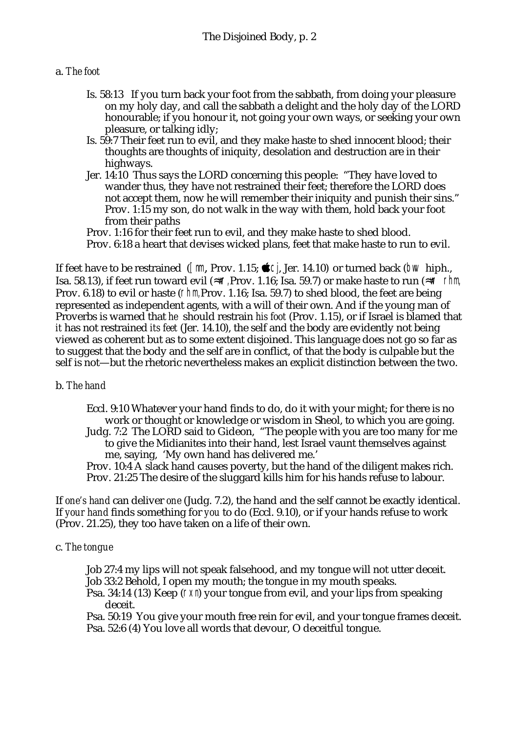a. *The foot*

> Is. 58:13  If you turn back your foot from the sabbath, from doing your pleasure on my holy day, and call the sabbath a delight and the holy day of the LORD honourable; if you honour it, not going your own ways, or seeking your own pleasure, or talking idly;
>
> Is. 59:7 Their feet run to evil, and they make haste to shed innocent blood; their thoughts are thoughts of iniquity, desolation and destruction are in their highways.
>
> Jer. 14:10  Thus says the LORD concerning this people:  "They have loved to wander thus, they have not restrained their feet; therefore the LORD does not accept them, now he will remember their iniquity and punish their sins." Prov. 1:15 my son, do not walk in the way with them, hold back your foot from their paths
>
> Prov. 1:16 for their feet run to evil, and they make haste to shed blood.
>
> Prov. 6:18 a heart that devises wicked plans, feet that make haste to run to evil.

If feet have to be restrained ([mn, Prov. 1.15; ᐃcj, Jer. 14.10) or turned back (bwv hiph., Isa. 58.13), if feet run toward evil (≈wr, Prov. 1.16; Isa. 59.7) or make haste to run (≈wr rhm, Prov. 6.18) to evil or haste (rhm, Prov. 1.16; Isa. 59.7) to shed blood, the feet are being represented as independent agents, with a will of their own. And if the young man of Proverbs is warned that *he* should restrain *his foot* (Prov. 1.15), or if Israel is blamed that *it* has not restrained *its feet* (Jer. 14.10), the self and the body are evidently not being viewed as coherent but as to some extent disjoined. This language does not go so far as to suggest that the body and the self are in conflict, of that the body is culpable but the self is not—but the rhetoric nevertheless makes an explicit distinction between the two.

b. *The hand*

> Eccl. 9:10 Whatever your hand finds to do, do it with your might; for there is no work or thought or knowledge or wisdom in Sheol, to which you are going.
>
> Judg. 7:2  The LORD said to Gideon,  "The people with you are too many for me to give the Midianites into their hand, lest Israel vaunt themselves against me, saying,  'My own hand has delivered me.'
>
> Prov. 10:4 A slack hand causes poverty, but the hand of the diligent makes rich.
>
> Prov. 21:25 The desire of the sluggard kills him for his hands refuse to labour.

If *one's hand* can deliver *one* (Judg. 7.2), the hand and the self cannot be exactly identical. If *your hand* finds something for *you* to do (Eccl. 9.10), or if your hands refuse to work (Prov. 21.25), they too have taken on a life of their own.

c. *The tongue*

> Job 27:4 my lips will not speak falsehood, and my tongue will not utter deceit.
>
> Job 33:2 Behold, I open my mouth; the tongue in my mouth speaks.
>
> Psa. 34:14 (13) Keep (rxn) your tongue from evil, and your lips from speaking deceit.
>
> Psa. 50:19  You give your mouth free rein for evil, and your tongue frames deceit.
>
> Psa. 52:6 (4) You love all words that devour, O deceitful tongue.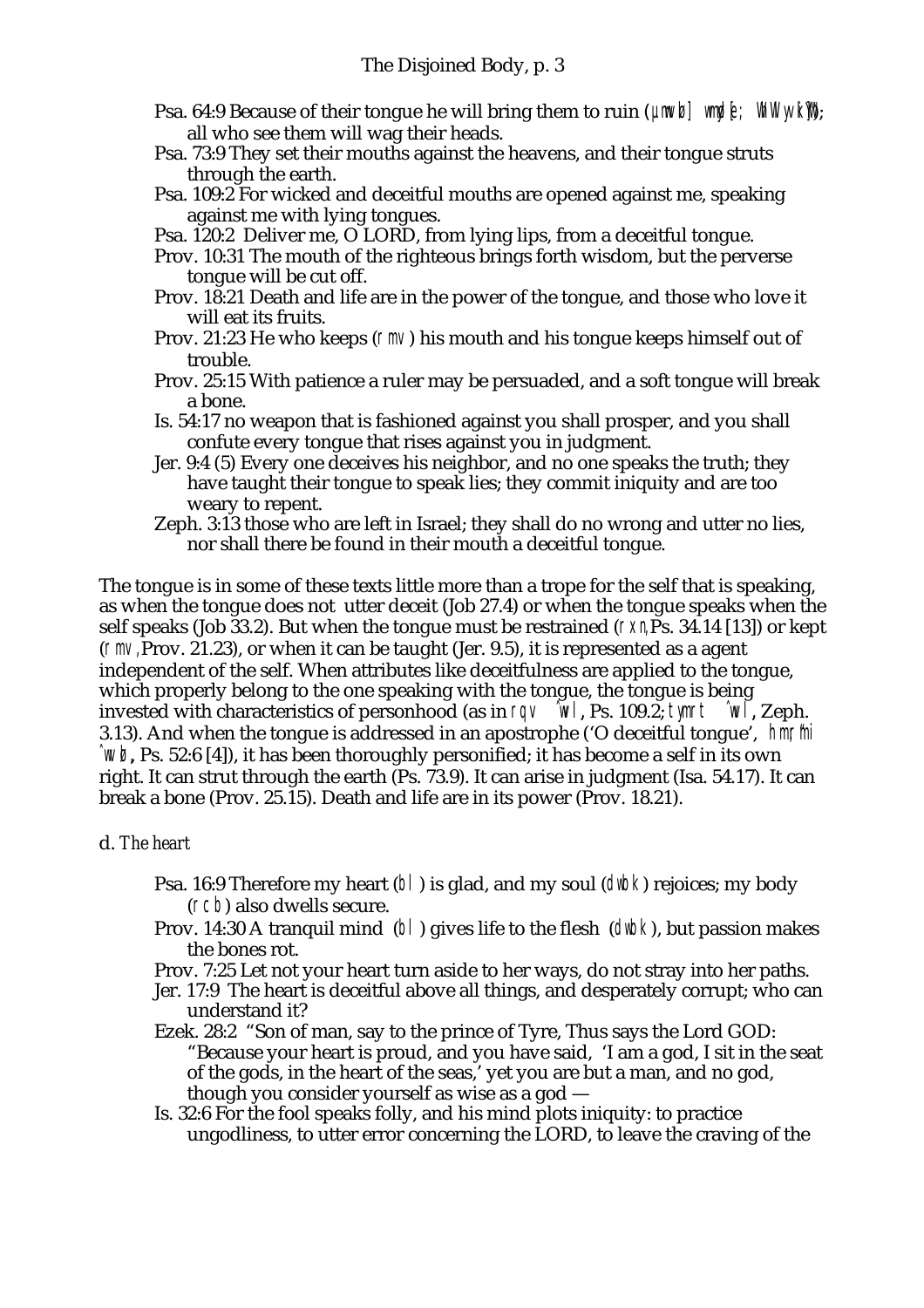Psa. 64:9 Because of their tongue he will bring them to ruin (µnwvl] wmyl[; WhWlyvk]Y"w"); all who see them will wag their heads.

Psa. 73:9 They set their mouths against the heavens, and their tongue struts through the earth.

Psa. 109:2 For wicked and deceitful mouths are opened against me, speaking against me with lying tongues.

Psa. 120:2 Deliver me, O LORD, from lying lips, from a deceitful tongue.

Prov. 10:31 The mouth of the righteous brings forth wisdom, but the perverse tongue will be cut off.

Prov. 18:21 Death and life are in the power of the tongue, and those who love it will eat its fruits.

Prov. 21:23 He who keeps (rmv) his mouth and his tongue keeps himself out of trouble.

Prov. 25:15 With patience a ruler may be persuaded, and a soft tongue will break a bone.

Is. 54:17 no weapon that is fashioned against you shall prosper, and you shall confute every tongue that rises against you in judgment.

Jer. 9:4 (5) Every one deceives his neighbor, and no one speaks the truth; they have taught their tongue to speak lies; they commit iniquity and are too weary to repent.

Zeph. 3:13 those who are left in Israel; they shall do no wrong and utter no lies, nor shall there be found in their mouth a deceitful tongue.

The tongue is in some of these texts little more than a trope for the self that is speaking, as when the tongue does not utter deceit (Job 27.4) or when the tongue speaks when the self speaks (Job 33.2). But when the tongue must be restrained (rxn, Ps. 34.14 [13]) or kept (rmv, Prov. 21.23), or when it can be taught (Jer. 9.5), it is represented as a agent independent of the self. When attributes like deceitfulness are applied to the tongue, which properly belong to the one speaking with the tongue, the tongue is being invested with characteristics of personhood (as in rqv ˆwl, Ps. 109.2; tymrt ˆwl, Zeph. 3.13). And when the tongue is addressed in an apostrophe ('O deceitful tongue', hmr]mi ˆwvl, Ps. 52:6 [4]), it has been thoroughly personified; it has become a self in its own right. It can strut through the earth (Ps. 73.9). It can arise in judgment (Isa. 54.17). It can break a bone (Prov. 25.15). Death and life are in its power (Prov. 18.21).

d. *The heart*

Psa. 16:9 Therefore my heart (bl) is glad, and my soul (dwbk) rejoices; my body (rcb) also dwells secure.

Prov. 14:30 A tranquil mind (bl) gives life to the flesh (dwbk), but passion makes the bones rot.

Prov. 7:25 Let not your heart turn aside to her ways, do not stray into her paths.

Jer. 17:9 The heart is deceitful above all things, and desperately corrupt; who can understand it?

Ezek. 28:2 "Son of man, say to the prince of Tyre, Thus says the Lord GOD: "Because your heart is proud, and you have said, 'I am a god, I sit in the seat of the gods, in the heart of the seas,' yet you are but a man, and no god, though you consider yourself as wise as a god —

Is. 32:6 For the fool speaks folly, and his mind plots iniquity: to practice ungodliness, to utter error concerning the LORD, to leave the craving of the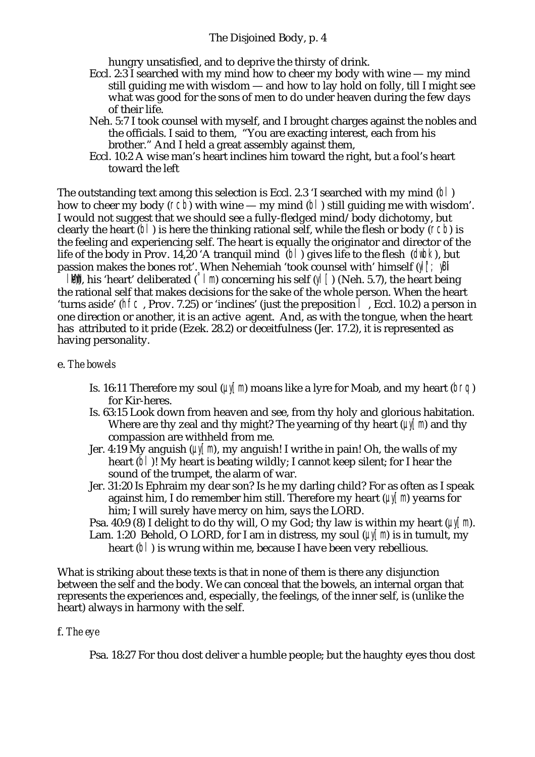hungry unsatisfied, and to deprive the thirsty of drink.

Eccl. 2:3 I searched with my mind how to cheer my body with wine — my mind still guiding me with wisdom — and how to lay hold on folly, till I might see what was good for the sons of men to do under heaven during the few days of their life.

Neh. 5:7 I took counsel with myself, and I brought charges against the nobles and the officials. I said to them, "You are exacting interest, each from his brother." And I held a great assembly against them,

Eccl. 10:2 A wise man's heart inclines him toward the right, but a fool's heart toward the left

The outstanding text among this selection is Eccl. 2.3 'I searched with my mind (bl) how to cheer my body (rcb) with wine — my mind (bl) still guiding me with wisdom'. I would not suggest that we should see a fully-fledged mind/body dichotomy, but clearly the heart (bl) is here the thinking rational self, while the flesh or body (rcb) is the feeling and experiencing self. The heart is equally the originator and director of the life of the body in Prov. 14,20 'A tranquil mind (bl) gives life to the flesh (dwbk), but passion makes the bones rot'. When Nehemiah 'took counsel with' himself (yl[; yBil], his 'heart' deliberated (˚lm) concerning his self (yl[) (Neh. 5.7), the heart being the rational self that makes decisions for the sake of the whole person. When the heart 'turns aside' (hfc, Prov. 7.25) or 'inclines' (just the preposition l, Eccl. 10.2) a person in one direction or another, it is an active agent. And, as with the tongue, when the heart has attributed to it pride (Ezek. 28.2) or deceitfulness (Jer. 17.2), it is represented as having personality.

*e. The bowels*

Is. 16:11 Therefore my soul (µy[m) moans like a lyre for Moab, and my heart (brq) for Kir-heres.

Is. 63:15 Look down from heaven and see, from thy holy and glorious habitation. Where are thy zeal and thy might? The yearning of thy heart (µy[m) and thy compassion are withheld from me.

Jer. 4:19 My anguish (µy[m), my anguish! I writhe in pain! Oh, the walls of my heart (bl)! My heart is beating wildly; I cannot keep silent; for I hear the sound of the trumpet, the alarm of war.

Jer. 31:20 Is Ephraim my dear son? Is he my darling child? For as often as I speak against him, I do remember him still. Therefore my heart (µy[m) yearns for him; I will surely have mercy on him, says the LORD.

Psa. 40:9 (8) I delight to do thy will, O my God; thy law is within my heart (µy[m).

Lam. 1:20 Behold, O LORD, for I am in distress, my soul (µy[m) is in tumult, my heart (bl) is wrung within me, because I have been very rebellious.

What is striking about these texts is that in none of them is there any disjunction between the self and the body. We can conceal that the bowels, an internal organ that represents the experiences and, especially, the feelings, of the inner self, is (unlike the heart) always in harmony with the self.

*f. The eye*

Psa. 18:27 For thou dost deliver a humble people; but the haughty eyes thou dost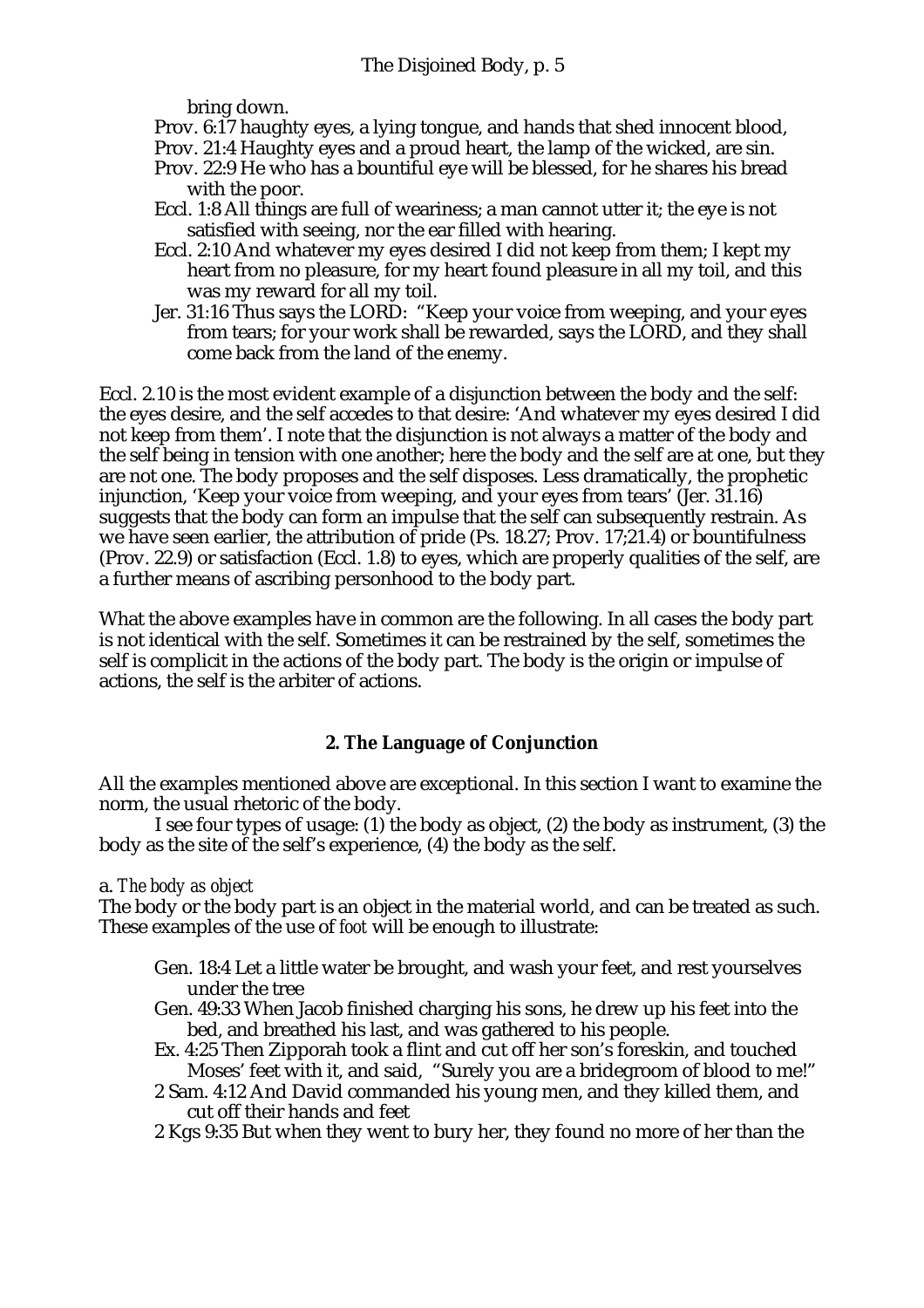bring down.

Prov. 6:17 haughty eyes, a lying tongue, and hands that shed innocent blood,
Prov. 21:4 Haughty eyes and a proud heart, the lamp of the wicked, are sin.
Prov. 22:9 He who has a bountiful eye will be blessed, for he shares his bread with the poor.
Eccl. 1:8 All things are full of weariness; a man cannot utter it; the eye is not satisfied with seeing, nor the ear filled with hearing.
Eccl. 2:10 And whatever my eyes desired I did not keep from them; I kept my heart from no pleasure, for my heart found pleasure in all my toil, and this was my reward for all my toil.
Jer. 31:16 Thus says the LORD: "Keep your voice from weeping, and your eyes from tears; for your work shall be rewarded, says the LORD, and they shall come back from the land of the enemy.

Eccl. 2.10 is the most evident example of a disjunction between the body and the self: the eyes desire, and the self accedes to that desire: 'And whatever my eyes desired I did not keep from them'. I note that the disjunction is not always a matter of the body and the self being in tension with one another; here the body and the self are at one, but they are not one. The body proposes and the self disposes. Less dramatically, the prophetic injunction, 'Keep your voice from weeping, and your eyes from tears' (Jer. 31.16) suggests that the body can form an impulse that the self can subsequently restrain. As we have seen earlier, the attribution of pride (Ps. 18.27; Prov. 17;21.4) or bountifulness (Prov. 22.9) or satisfaction (Eccl. 1.8) to eyes, which are properly qualities of the self, are a further means of ascribing personhood to the body part.

What the above examples have in common are the following. In all cases the body part is not identical with the self. Sometimes it can be restrained by the self, sometimes the self is complicit in the actions of the body part. The body is the origin or impulse of actions, the self is the arbiter of actions.

## 2. The Language of Conjunction

All the examples mentioned above are exceptional. In this section I want to examine the norm, the usual rhetoric of the body.

I see four types of usage: (1) the body as object, (2) the body as instrument, (3) the body as the site of the self's experience, (4) the body as the self.

a. *The body as object*

The body or the body part is an object in the material world, and can be treated as such. These examples of the use of *foot* will be enough to illustrate:

Gen. 18:4 Let a little water be brought, and wash your feet, and rest yourselves under the tree
Gen. 49:33 When Jacob finished charging his sons, he drew up his feet into the bed, and breathed his last, and was gathered to his people.
Ex. 4:25 Then Zipporah took a flint and cut off her son's foreskin, and touched Moses' feet with it, and said, "Surely you are a bridegroom of blood to me!"
2 Sam. 4:12 And David commanded his young men, and they killed them, and cut off their hands and feet
2 Kgs 9:35 But when they went to bury her, they found no more of her than the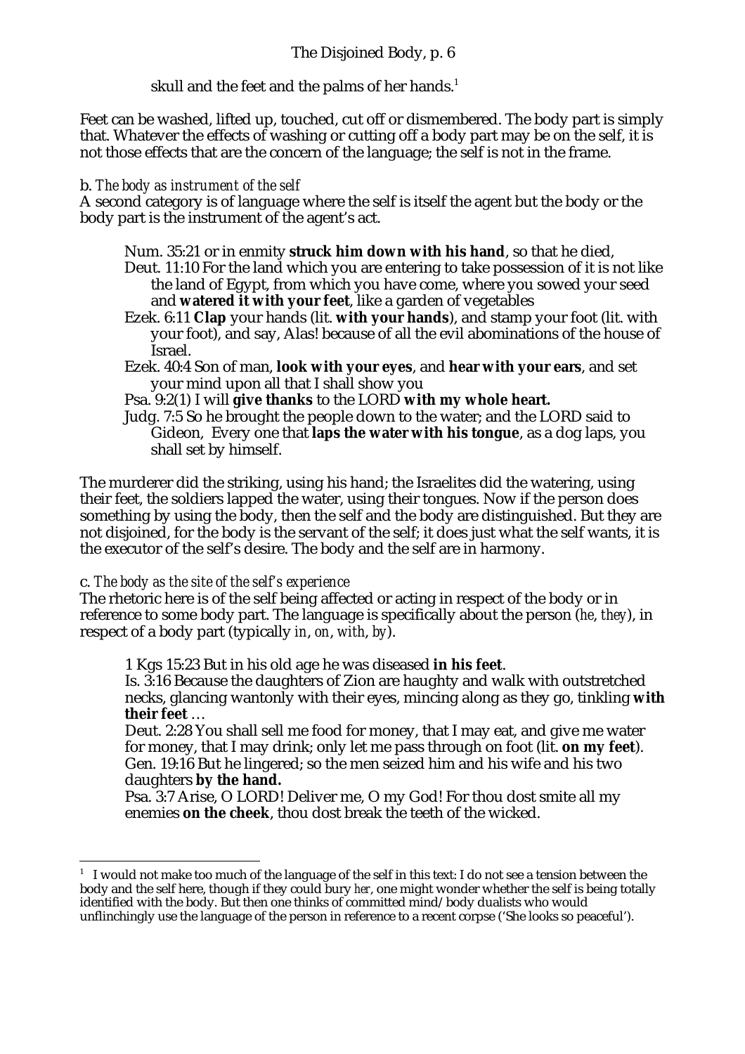skull and the feet and the palms of her hands.[1]

Feet can be washed, lifted up, touched, cut off or dismembered. The body part is simply that. Whatever the effects of washing or cutting off a body part may be on the self, it is not those effects that are the concern of the language; the self is not in the frame.

b. *The body as instrument of the self*

A second category is of language where the self is itself the agent but the body or the body part is the instrument of the agent's act.

> Num. 35:21 or in enmity **struck him down with his hand**, so that he died,
> Deut. 11:10 For the land which you are entering to take possession of it is not like the land of Egypt, from which you have come, where you sowed your seed and **watered it with your feet**, like a garden of vegetables
> Ezek. 6:11 **Clap** your hands (lit. **with your hands**), and stamp your foot (lit. with your foot), and say, Alas! because of all the evil abominations of the house of Israel.
> Ezek. 40:4 Son of man, **look with your eyes**, and **hear with your ears**, and set your mind upon all that I shall show you
> Psa. 9:2(1) I will **give thanks** to the LORD **with my whole heart.**
> Judg. 7:5 So he brought the people down to the water; and the LORD said to Gideon, Every one that **laps the water with his tongue**, as a dog laps, you shall set by himself.

The murderer did the striking, using his hand; the Israelites did the watering, using their feet, the soldiers lapped the water, using their tongues. Now if the person does something by using the body, then the self and the body are distinguished. But they are not disjoined, for the body is the servant of the self; it does just what the self wants, it is the executor of the self's desire. The body and the self are in harmony.

c. *The body as the site of the self's experience*

The rhetoric here is of the self being affected or acting in respect of the body or in reference to some body part. The language is specifically about the person (*he*, *they*), in respect of a body part (typically *in*, *on*, *with*, *by*).

> 1 Kgs 15:23 But in his old age he was diseased **in his feet**.
> Is. 3:16 Because the daughters of Zion are haughty and walk with outstretched necks, glancing wantonly with their eyes, mincing along as they go, tinkling **with their feet** …
> Deut. 2:28 You shall sell me food for money, that I may eat, and give me water for money, that I may drink; only let me pass through on foot (lit. **on my feet**).
> Gen. 19:16 But he lingered; so the men seized him and his wife and his two daughters **by the hand.**
> Psa. 3:7 Arise, O LORD! Deliver me, O my God! For thou dost smite all my enemies **on the cheek**, thou dost break the teeth of the wicked.

---

[1] I would not make too much of the language of the self in this text: I do not see a tension between the body and the self here, though if they could bury *her*, one might wonder whether the self is being totally identified with the body. But then one thinks of committed mind/body dualists who would unflinchingly use the language of the person in reference to a recent corpse ('She looks so peaceful').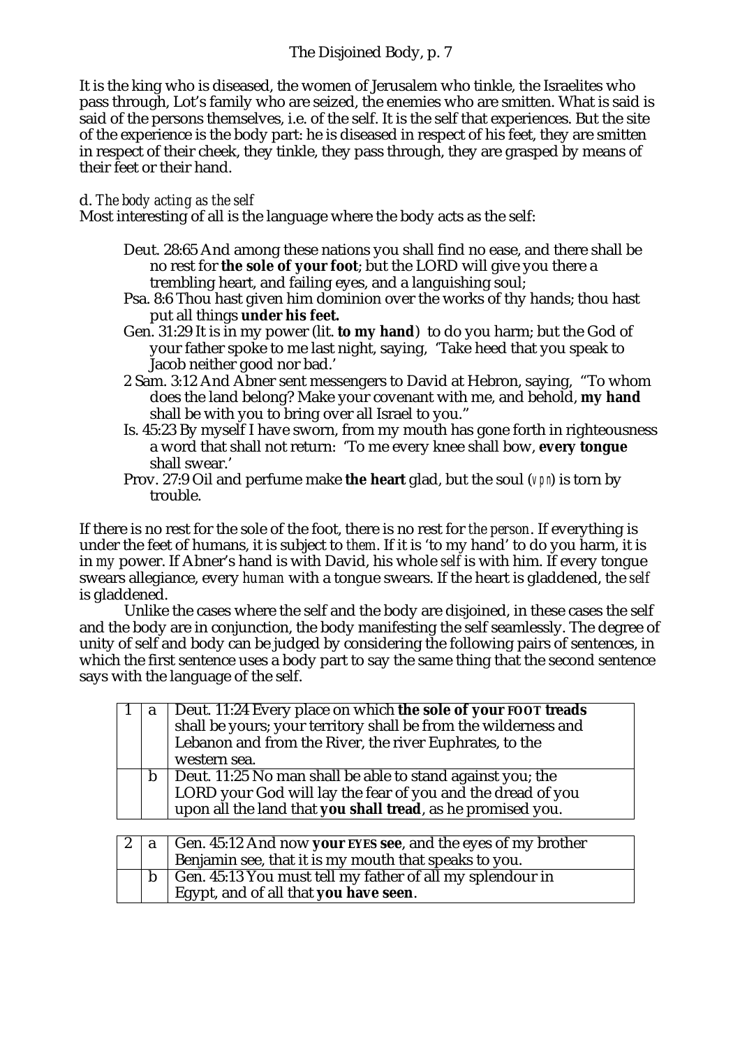It is the king who is diseased, the women of Jerusalem who tinkle, the Israelites who pass through, Lot's family who are seized, the enemies who are smitten. What is said is said of the persons themselves, i.e. of the self. It is the self that experiences. But the site of the experience is the body part: he is diseased in respect of his feet, they are smitten in respect of their cheek, they tinkle, they pass through, they are grasped by means of their feet or their hand.

d. *The body acting as the self*

Most interesting of all is the language where the body acts as the self:

> Deut. 28:65 And among these nations you shall find no ease, and there shall be no rest for **the sole of your foot**; but the LORD will give you there a trembling heart, and failing eyes, and a languishing soul;
>
> Psa. 8:6 Thou hast given him dominion over the works of thy hands; thou hast put all things **under his feet.**
>
> Gen. 31:29 It is in my power (lit. **to my hand**) to do you harm; but the God of your father spoke to me last night, saying, 'Take heed that you speak to Jacob neither good nor bad.'
>
> 2 Sam. 3:12 And Abner sent messengers to David at Hebron, saying, "To whom does the land belong? Make your covenant with me, and behold, **my hand** shall be with you to bring over all Israel to you."
>
> Is. 45:23 By myself I have sworn, from my mouth has gone forth in righteousness a word that shall not return: 'To me every knee shall bow, **every tongue** shall swear.'
>
> Prov. 27:9 Oil and perfume make **the heart** glad, but the soul (*vpn*) is torn by trouble.

If there is no rest for the sole of the foot, there is no rest for *the person*. If everything is under the feet of humans, it is subject to *them*. If it is 'to my hand' to do you harm, it is in *my* power. If Abner's hand is with David, his whole *self* is with him. If every tongue swears allegiance, every *human* with a tongue swears. If the heart is gladdened, the *self* is gladdened.

Unlike the cases where the self and the body are disjoined, in these cases the self and the body are in conjunction, the body manifesting the self seamlessly. The degree of unity of self and body can be judged by considering the following pairs of sentences, in which the first sentence uses a body part to say the same thing that the second sentence says with the language of the self.

| | | |
|---|---|---|
| 1 | a | Deut. 11:24 Every place on which **the sole of your FOOT treads** shall be yours; your territory shall be from the wilderness and Lebanon and from the River, the river Euphrates, to the western sea. |
| | b | Deut. 11:25 No man shall be able to stand against you; the LORD your God will lay the fear of you and the dread of you upon all the land that **you shall tread**, as he promised you. |

| | | |
|---|---|---|
| 2 | a | Gen. 45:12 And now **your EYES see**, and the eyes of my brother Benjamin see, that it is my mouth that speaks to you. |
| | b | Gen. 45:13 You must tell my father of all my splendour in Egypt, and of all that **you have seen**. |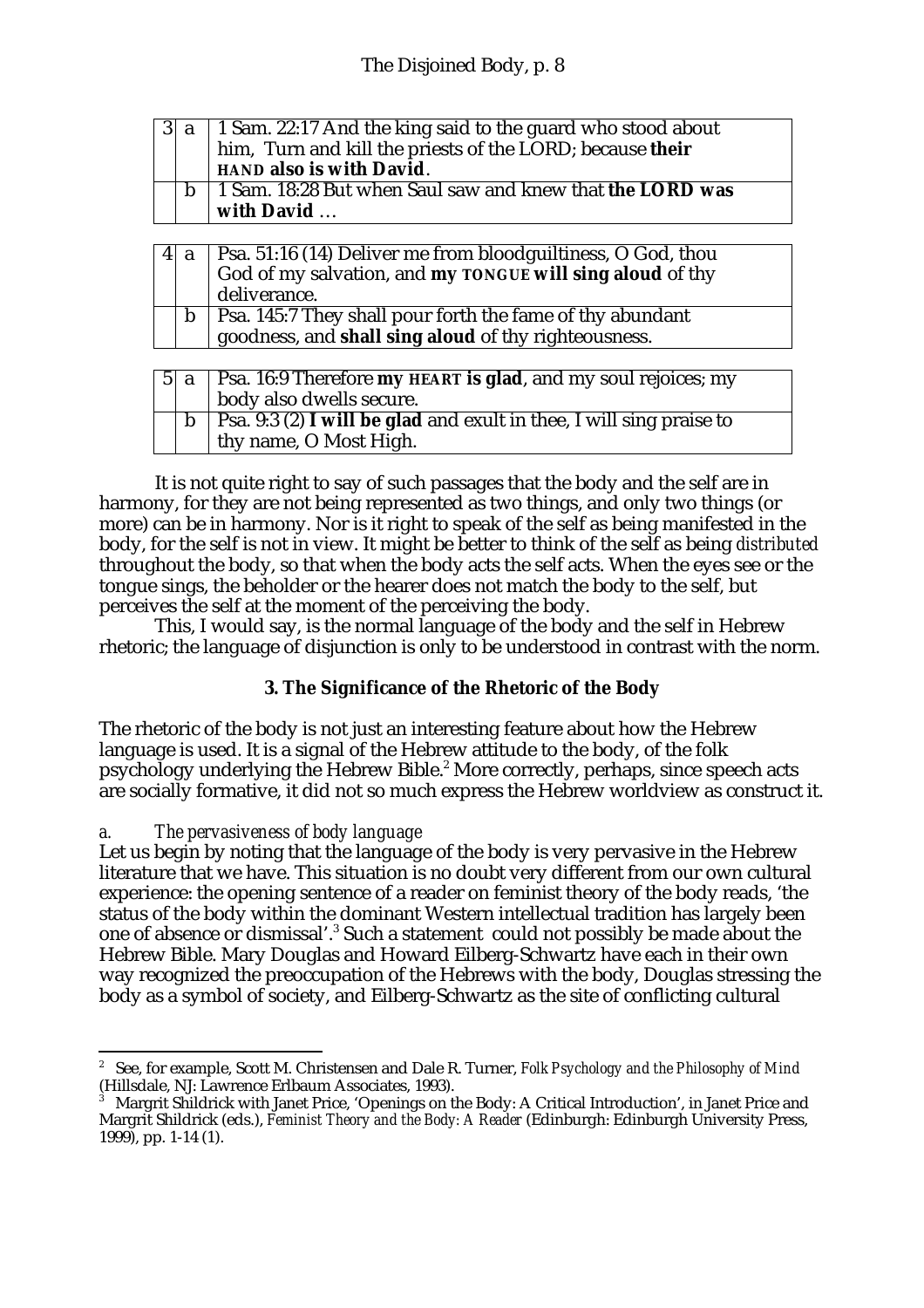| | | |
|---|---|---|
| 3 | a | 1 Sam. 22:17 And the king said to the guard who stood about him, Turn and kill the priests of the LORD; because **their HAND also is with David**. |
| | b | 1 Sam. 18:28 But when Saul saw and knew that **the LORD was with David** … |

| | | |
|---|---|---|
| 4 | a | Psa. 51:16 (14) Deliver me from bloodguiltiness, O God, thou God of my salvation, and **my TONGUE will sing aloud** of thy deliverance. |
| | b | Psa. 145:7 They shall pour forth the fame of thy abundant goodness, and **shall sing aloud** of thy righteousness. |

| | | |
|---|---|---|
| 5 | a | Psa. 16:9 Therefore **my HEART is glad**, and my soul rejoices; my body also dwells secure. |
| | b | Psa. 9:3 (2) **I will be glad** and exult in thee, I will sing praise to thy name, O Most High. |

It is not quite right to say of such passages that the body and the self are in harmony, for they are not being represented as two things, and only two things (or more) can be in harmony. Nor is it right to speak of the self as being manifested in the body, for the self is not in view. It might be better to think of the self as being *distributed* throughout the body, so that when the body acts the self acts. When the eyes see or the tongue sings, the beholder or the hearer does not match the body to the self, but perceives the self at the moment of the perceiving the body.

This, I would say, is the normal language of the body and the self in Hebrew rhetoric; the language of disjunction is only to be understood in contrast with the norm.

### 3. The Significance of the Rhetoric of the Body

The rhetoric of the body is not just an interesting feature about how the Hebrew language is used. It is a signal of the Hebrew attitude to the body, of the folk psychology underlying the Hebrew Bible.[2] More correctly, perhaps, since speech acts are socially formative, it did not so much express the Hebrew worldview as construct it.

*a. The pervasiveness of body language*

Let us begin by noting that the language of the body is very pervasive in the Hebrew literature that we have. This situation is no doubt very different from our own cultural experience: the opening sentence of a reader on feminist theory of the body reads, 'the status of the body within the dominant Western intellectual tradition has largely been one of absence or dismissal'.[3] Such a statement could not possibly be made about the Hebrew Bible. Mary Douglas and Howard Eilberg-Schwartz have each in their own way recognized the preoccupation of the Hebrews with the body, Douglas stressing the body as a symbol of society, and Eilberg-Schwartz as the site of conflicting cultural

---

[2] See, for example, Scott M. Christensen and Dale R. Turner, *Folk Psychology and the Philosophy of Mind* (Hillsdale, NJ: Lawrence Erlbaum Associates, 1993).

[3] Margrit Shildrick with Janet Price, 'Openings on the Body: A Critical Introduction', in Janet Price and Margrit Shildrick (eds.), *Feminist Theory and the Body: A Reader* (Edinburgh: Edinburgh University Press, 1999), pp. 1-14 (1).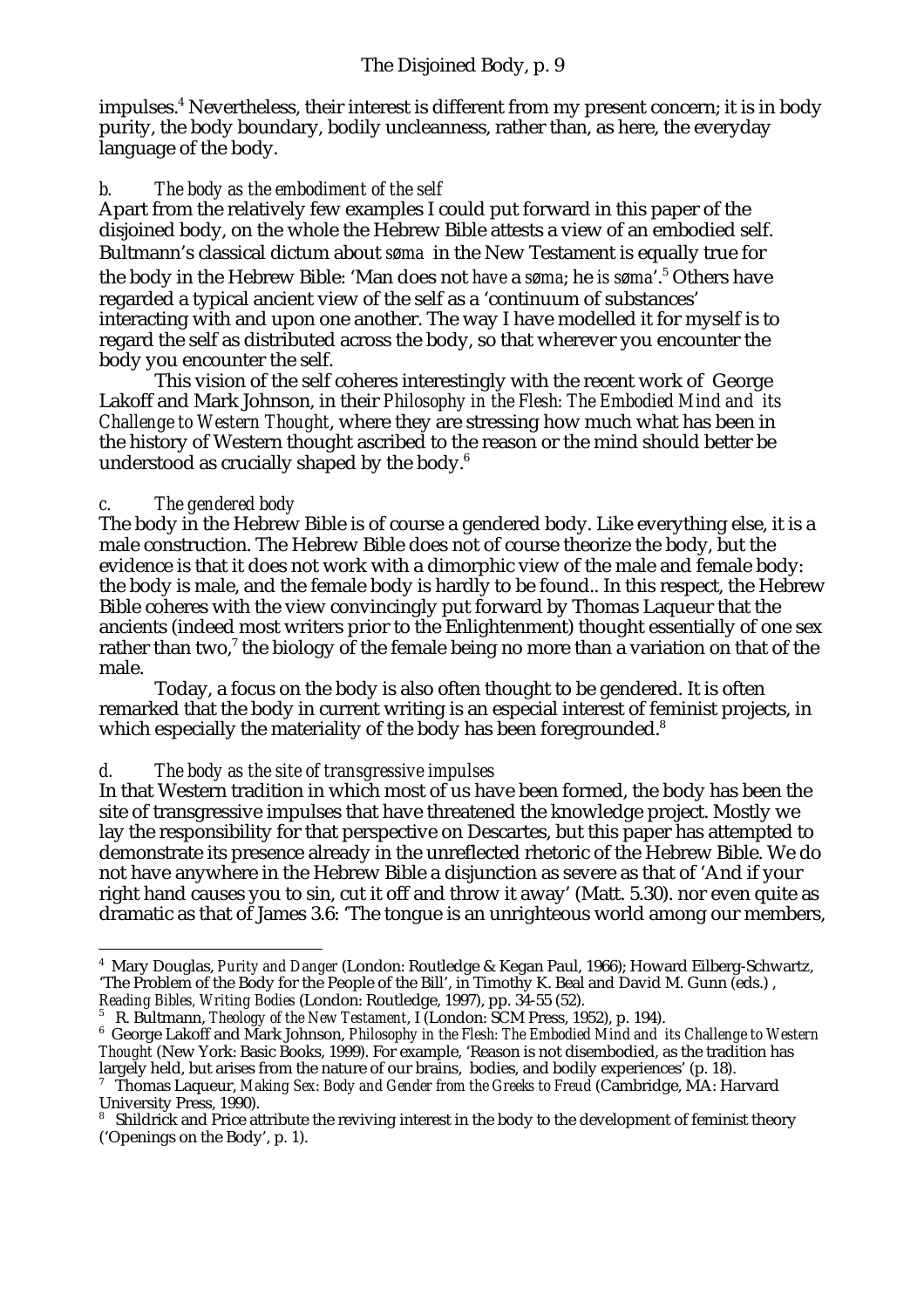impulses.[4] Nevertheless, their interest is different from my present concern; it is in body purity, the body boundary, bodily uncleanness, rather than, as here, the everyday language of the body.

*b. The body as the embodiment of the self*

Apart from the relatively few examples I could put forward in this paper of the disjoined body, on the whole the Hebrew Bible attests a view of an embodied self. Bultmann's classical dictum about *søma* in the New Testament is equally true for the body in the Hebrew Bible: 'Man does not *have* a *søma*; he *is søma*'.[5] Others have regarded a typical ancient view of the self as a 'continuum of substances' interacting with and upon one another. The way I have modelled it for myself is to regard the self as distributed across the body, so that wherever you encounter the body you encounter the self.

This vision of the self coheres interestingly with the recent work of George Lakoff and Mark Johnson, in their *Philosophy in the Flesh: The Embodied Mind and its Challenge to Western Thought*, where they are stressing how much what has been in the history of Western thought ascribed to the reason or the mind should better be understood as crucially shaped by the body.[6]

*c. The gendered body*

The body in the Hebrew Bible is of course a gendered body. Like everything else, it is a male construction. The Hebrew Bible does not of course theorize the body, but the evidence is that it does not work with a dimorphic view of the male and female body: the body is male, and the female body is hardly to be found.. In this respect, the Hebrew Bible coheres with the view convincingly put forward by Thomas Laqueur that the ancients (indeed most writers prior to the Enlightenment) thought essentially of one sex rather than two,[7] the biology of the female being no more than a variation on that of the male.

Today, a focus on the body is also often thought to be gendered. It is often remarked that the body in current writing is an especial interest of feminist projects, in which especially the materiality of the body has been foregrounded.[8]

*d. The body as the site of transgressive impulses*

In that Western tradition in which most of us have been formed, the body has been the site of transgressive impulses that have threatened the knowledge project. Mostly we lay the responsibility for that perspective on Descartes, but this paper has attempted to demonstrate its presence already in the unreflected rhetoric of the Hebrew Bible. We do not have anywhere in the Hebrew Bible a disjunction as severe as that of 'And if your right hand causes you to sin, cut it off and throw it away' (Matt. 5.30). nor even quite as dramatic as that of James 3.6: 'The tongue is an unrighteous world among our members,

---

[4] Mary Douglas, *Purity and Danger* (London: Routledge & Kegan Paul, 1966); Howard Eilberg-Schwartz, 'The Problem of the Body for the People of the Bill', in Timothy K. Beal and David M. Gunn (eds.) , *Reading Bibles, Writing Bodies* (London: Routledge, 1997), pp. 34-55 (52).

[5] R. Bultmann, *Theology of the New Testament*, I (London: SCM Press, 1952), p. 194).

[6] George Lakoff and Mark Johnson, *Philosophy in the Flesh: The Embodied Mind and its Challenge to Western Thought* (New York: Basic Books, 1999). For example, 'Reason is not disembodied, as the tradition has largely held, but arises from the nature of our brains, bodies, and bodily experiences' (p. 18).

[7] Thomas Laqueur, *Making Sex: Body and Gender from the Greeks to Freud* (Cambridge, MA: Harvard University Press, 1990).

[8] Shildrick and Price attribute the reviving interest in the body to the development of feminist theory ('Openings on the Body', p. 1).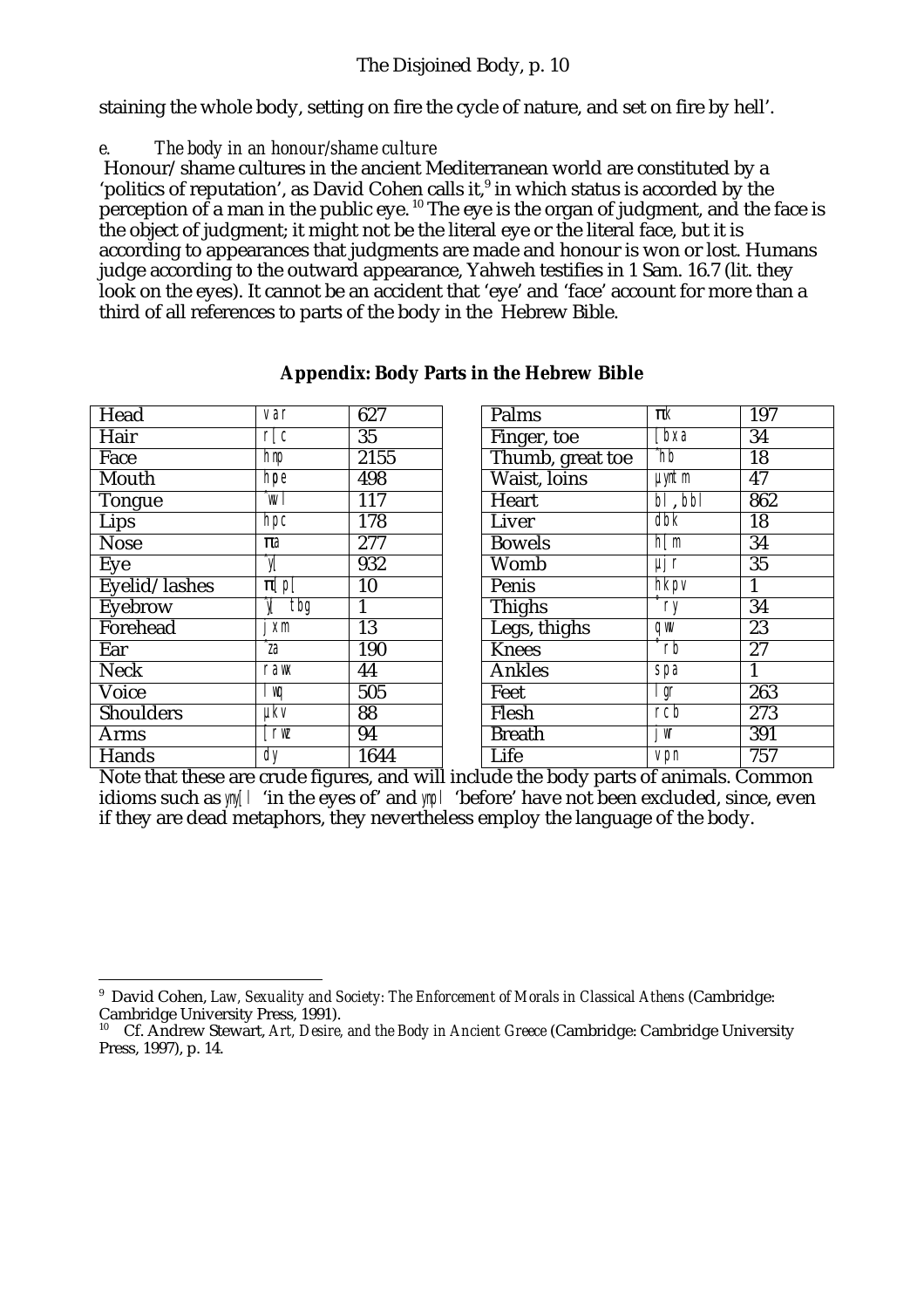staining the whole body, setting on fire the cycle of nature, and set on fire by hell'.

*e. The body in an honour/shame culture*

Honour/shame cultures in the ancient Mediterranean world are constituted by a 'politics of reputation', as David Cohen calls it,[9] in which status is accorded by the perception of a man in the public eye.[10] The eye is the organ of judgment, and the face is the object of judgment; it might not be the literal eye or the literal face, but it is according to appearances that judgments are made and honour is won or lost. Humans judge according to the outward appearance, Yahweh testifies in 1 Sam. 16.7 (lit. they look on the eyes). It cannot be an accident that 'eye' and 'face' account for more than a third of all references to parts of the body in the Hebrew Bible.

## Appendix: Body Parts in the Hebrew Bible

| | | | | | |
|---|---|---|---|---|---|
| Head | var | 627 | Palms | πk | 197 |
| Hair | r[c | 35 | Finger, toe | [bxa | 34 |
| Face | hnp | 2155 | Thumb, great toe | ˆhb | 18 |
| Mouth | hpe | 498 | Waist, loins | µyntm | 47 |
| Tongue | ˆwl | 117 | Heart | bl, bbl | 862 |
| Lips | hpc | 178 | Liver | dbk | 18 |
| Nose | πa | 277 | Bowels | h[m | 34 |
| Eye | ˆy[ | 932 | Womb | µjr | 35 |
| Eyelid/lashes | π[p[ | 10 | Penis | hkpv | 1 |
| Eyebrow | ˆy[ tbg | 1 | Thighs | ˚ry | 34 |
| Forehead | jxm | 13 | Legs, thighs | qwv | 23 |
| Ear | ˆza | 190 | Knees | ˚rb | 27 |
| Neck | raw x | 44 | Ankles | spa | 1 |
| Voice | lwq | 505 | Feet | lgr | 263 |
| Shoulders | µkv | 88 | Flesh | rcb | 273 |
| Arms | [rwz | 94 | Breath | jwr | 391 |
| Hands | dy | 1644 | Life | vpn | 757 |

Note that these are crude figures, and will include the body parts of animals. Common idioms such as ynyy[l 'in the eyes of' and ynpl 'before' have not been excluded, since, even if they are dead metaphors, they nevertheless employ the language of the body.

[9] David Cohen, *Law, Sexuality and Society: The Enforcement of Morals in Classical Athens* (Cambridge: Cambridge University Press, 1991).

[10] Cf. Andrew Stewart, *Art, Desire, and the Body in Ancient Greece* (Cambridge: Cambridge University Press, 1997), p. 14.